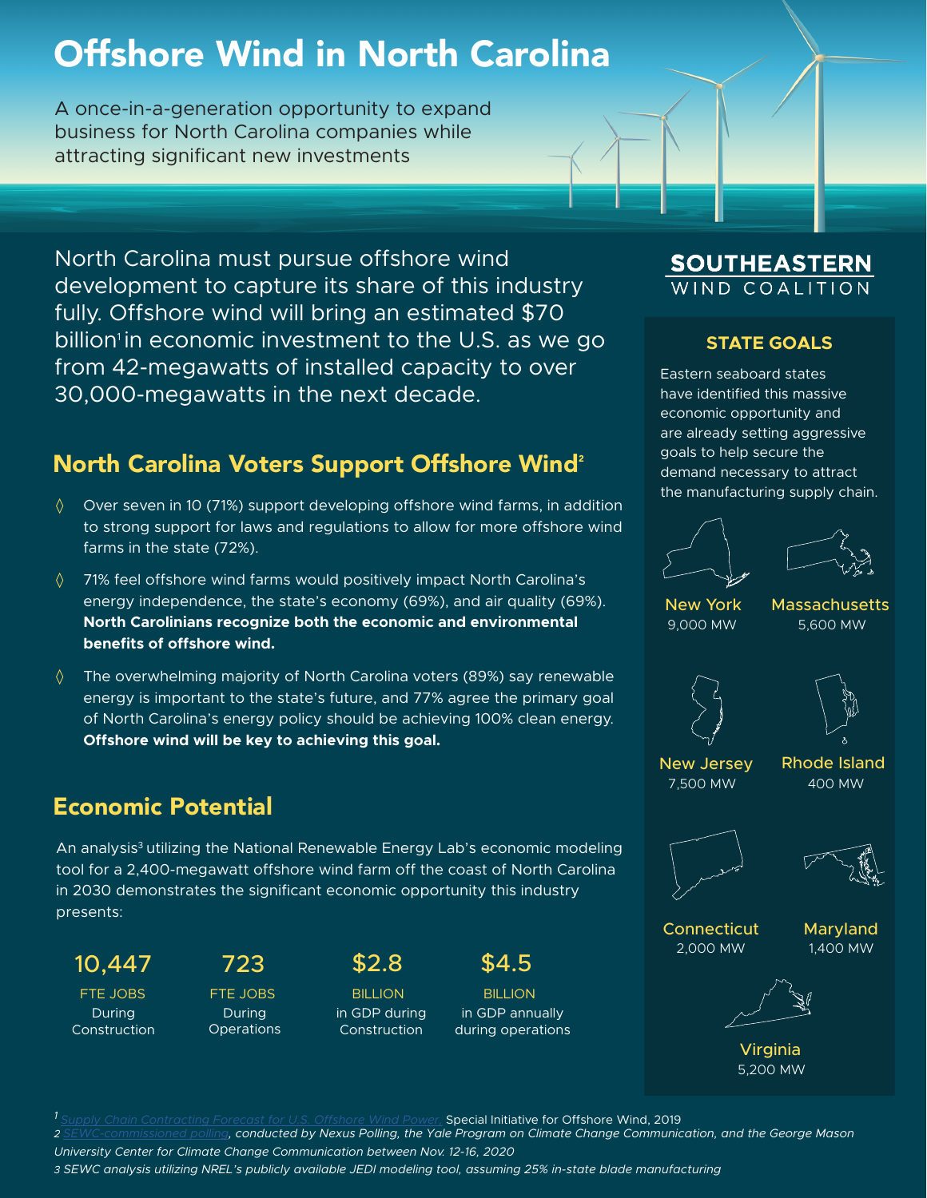# Offshore Wind in North Carolina

A once-in-a-generation opportunity to expand business for North Carolina companies while attracting significant new investments

North Carolina must pursue offshore wind development to capture its share of this industry fully. Offshore wind will bring an estimated $70 billion[1] in economic investment to the U.S. as we go from 42-megawatts of installed capacity to over 30,000-megawatts in the next decade.

## North Carolina Voters Support Offshore Wind[2]

- Over seven in 10 (71%) support developing offshore wind farms, in addition to strong support for laws and regulations to allow for more offshore wind farms in the state (72%).
- 71% feel offshore wind farms would positively impact North Carolina's energy independence, the state's economy (69%), and air quality (69%). **North Carolinians recognize both the economic and environmental benefits of offshore wind.**
- The overwhelming majority of North Carolina voters (89%) say renewable energy is important to the state's future, and 77% agree the primary goal of North Carolina's energy policy should be achieving 100% clean energy. **Offshore wind will be key to achieving this goal.**

## Economic Potential

An analysis[3] utilizing the National Renewable Energy Lab's economic modeling tool for a 2,400-megawatt offshore wind farm off the coast of North Carolina in 2030 demonstrates the significant economic opportunity this industry presents:

| 10,447 | 723 | $2.8 | $4.5 |
|---|---|---|---|
| FTE JOBS During Construction | FTE JOBS During Operations | BILLION in GDP during Construction | BILLION in GDP annually during operations |

**SOUTHEASTERN WIND COALITION**

### STATE GOALS

Eastern seaboard states have identified this massive economic opportunity and are already setting aggressive goals to help secure the demand necessary to attract the manufacturing supply chain.

- New York 9,000 MW
- Massachusetts 5,600 MW
- New Jersey 7,500 MW
- Rhode Island 400 MW
- Connecticut 2,000 MW
- Maryland 1,400 MW
- Virginia 5,200 MW

[1] Supply Chain Contracting Forecast for U.S. Offshore Wind Power, Special Initiative for Offshore Wind, 2019

[2] *SEWC-commissioned polling, conducted by Nexus Polling, the Yale Program on Climate Change Communication, and the George Mason University Center for Climate Change Communication between Nov. 12-16, 2020*

[3] *SEWC analysis utilizing NREL's publicly available JEDI modeling tool, assuming 25% in-state blade manufacturing*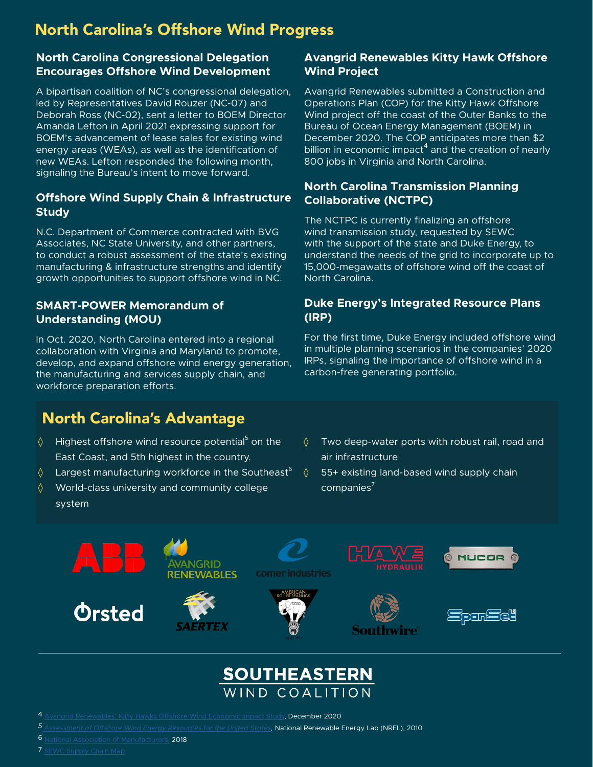# North Carolina's Offshore Wind Progress

## North Carolina Congressional Delegation Encourages Offshore Wind Development

A bipartisan coalition of NC's congressional delegation, led by Representatives David Rouzer (NC-07) and Deborah Ross (NC-02), sent a letter to BOEM Director Amanda Lefton in April 2021 expressing support for BOEM's advancement of lease sales for existing wind energy areas (WEAs), as well as the identification of new WEAs. Lefton responded the following month, signaling the Bureau's intent to move forward.

## Offshore Wind Supply Chain & Infrastructure Study

N.C. Department of Commerce contracted with BVG Associates, NC State University, and other partners, to conduct a robust assessment of the state's existing manufacturing & infrastructure strengths and identify growth opportunities to support offshore wind in NC.

## SMART-POWER Memorandum of Understanding (MOU)

In Oct. 2020, North Carolina entered into a regional collaboration with Virginia and Maryland to promote, develop, and expand offshore wind energy generation, the manufacturing and services supply chain, and workforce preparation efforts.

## Avangrid Renewables Kitty Hawk Offshore Wind Project

Avangrid Renewables submitted a Construction and Operations Plan (COP) for the Kitty Hawk Offshore Wind project off the coast of the Outer Banks to the Bureau of Ocean Energy Management (BOEM) in December 2020. The COP anticipates more than $2 billion in economic impact[4] and the creation of nearly 800 jobs in Virginia and North Carolina.

## North Carolina Transmission Planning Collaborative (NCTPC)

The NCTPC is currently finalizing an offshore wind transmission study, requested by SEWC with the support of the state and Duke Energy, to understand the needs of the grid to incorporate up to 15,000-megawatts of offshore wind off the coast of North Carolina.

## Duke Energy's Integrated Resource Plans (IRP)

For the first time, Duke Energy included offshore wind in multiple planning scenarios in the companies' 2020 IRPs, signaling the importance of offshore wind in a carbon-free generating portfolio.

# North Carolina's Advantage

- Highest offshore wind resource potential[5] on the East Coast, and 5th highest in the country.
- Largest manufacturing workforce in the Southeast[6]
- World-class university and community college system
- Two deep-water ports with robust rail, road and air infrastructure
- 55+ existing land-based wind supply chain companies[7]

ABB
AVANGRID RENEWABLES
comer industries
HAWE HYDRAULIK
NUCOR
Ørsted
SAERTEX
AMERICAN ROLLER BEARINGS
Southwire
SpanSet

SOUTHEASTERN WIND COALITION

4 Avangrid Renewables' Kitty Hawks Offshore Wind Economic Impact Study, December 2020
5 *Assessment of Offshore Wind Energy Resources for the United States*, National Renewable Energy Lab (NREL), 2010
6 National Association of Manufacturers, 2018
7 SEWC Supply Chain Map